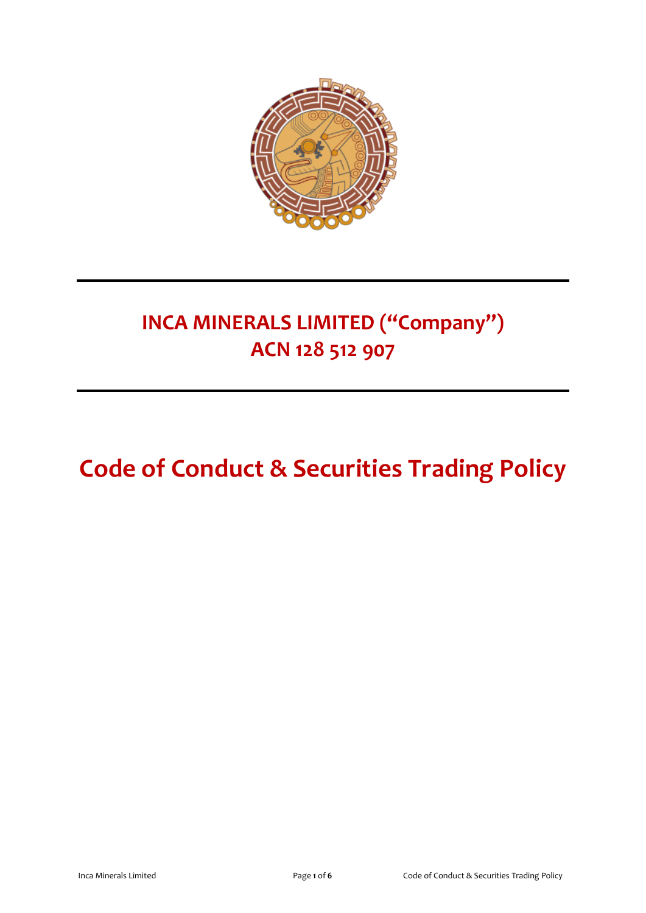# INCA MINERALS LIMITED ("Company")
# ACN 128 512 907

# Code of Conduct & Securities Trading Policy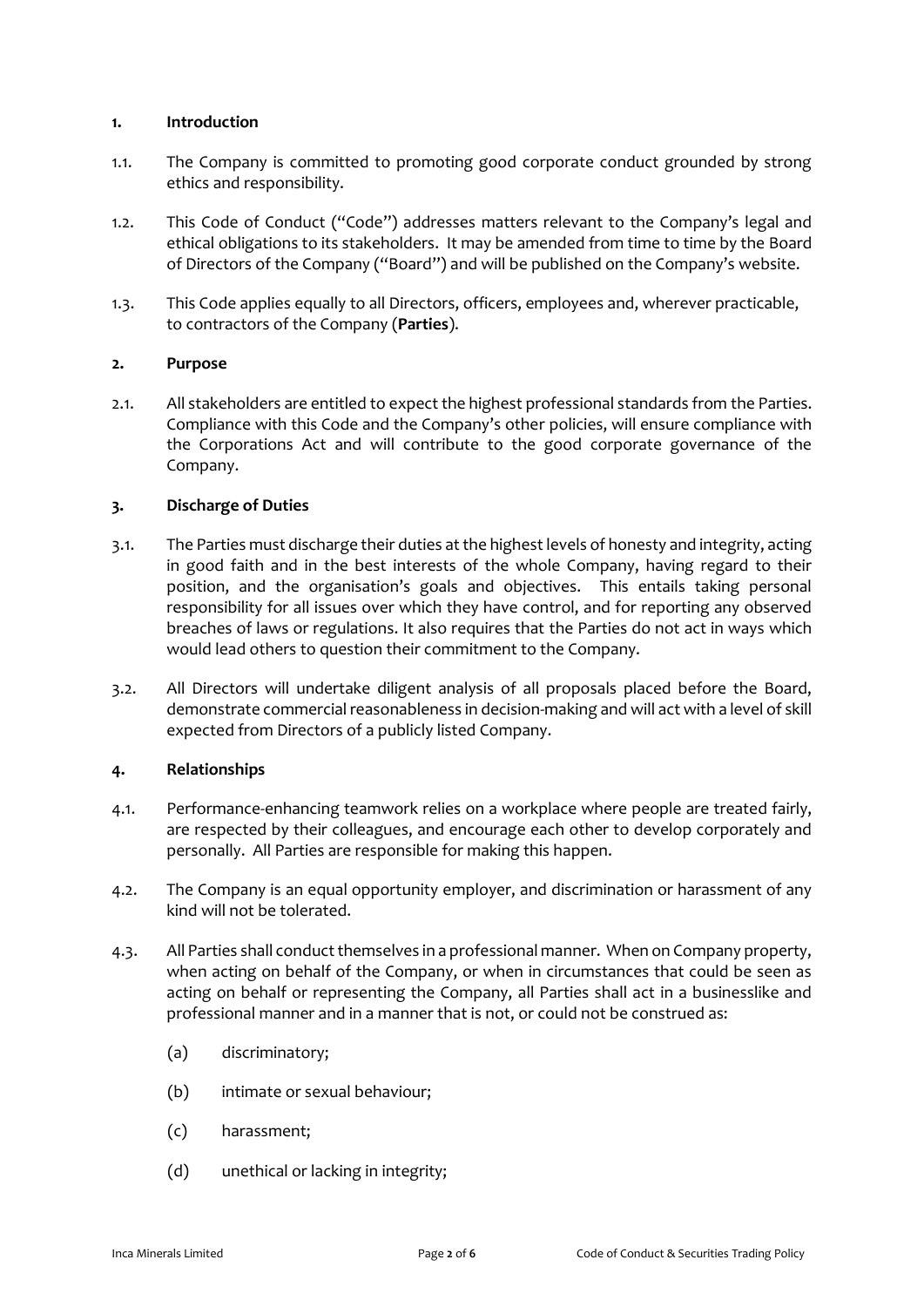## 1. Introduction

1.1. The Company is committed to promoting good corporate conduct grounded by strong ethics and responsibility.

1.2. This Code of Conduct ("Code") addresses matters relevant to the Company's legal and ethical obligations to its stakeholders. It may be amended from time to time by the Board of Directors of the Company ("Board") and will be published on the Company's website.

1.3. This Code applies equally to all Directors, officers, employees and, wherever practicable, to contractors of the Company (**Parties**).

## 2. Purpose

2.1. All stakeholders are entitled to expect the highest professional standards from the Parties. Compliance with this Code and the Company's other policies, will ensure compliance with the Corporations Act and will contribute to the good corporate governance of the Company.

## 3. Discharge of Duties

3.1. The Parties must discharge their duties at the highest levels of honesty and integrity, acting in good faith and in the best interests of the whole Company, having regard to their position, and the organisation's goals and objectives. This entails taking personal responsibility for all issues over which they have control, and for reporting any observed breaches of laws or regulations. It also requires that the Parties do not act in ways which would lead others to question their commitment to the Company.

3.2. All Directors will undertake diligent analysis of all proposals placed before the Board, demonstrate commercial reasonableness in decision-making and will act with a level of skill expected from Directors of a publicly listed Company.

## 4. Relationships

4.1. Performance-enhancing teamwork relies on a workplace where people are treated fairly, are respected by their colleagues, and encourage each other to develop corporately and personally. All Parties are responsible for making this happen.

4.2. The Company is an equal opportunity employer, and discrimination or harassment of any kind will not be tolerated.

4.3. All Parties shall conduct themselves in a professional manner. When on Company property, when acting on behalf of the Company, or when in circumstances that could be seen as acting on behalf or representing the Company, all Parties shall act in a businesslike and professional manner and in a manner that is not, or could not be construed as:

(a) discriminatory;

(b) intimate or sexual behaviour;

(c) harassment;

(d) unethical or lacking in integrity;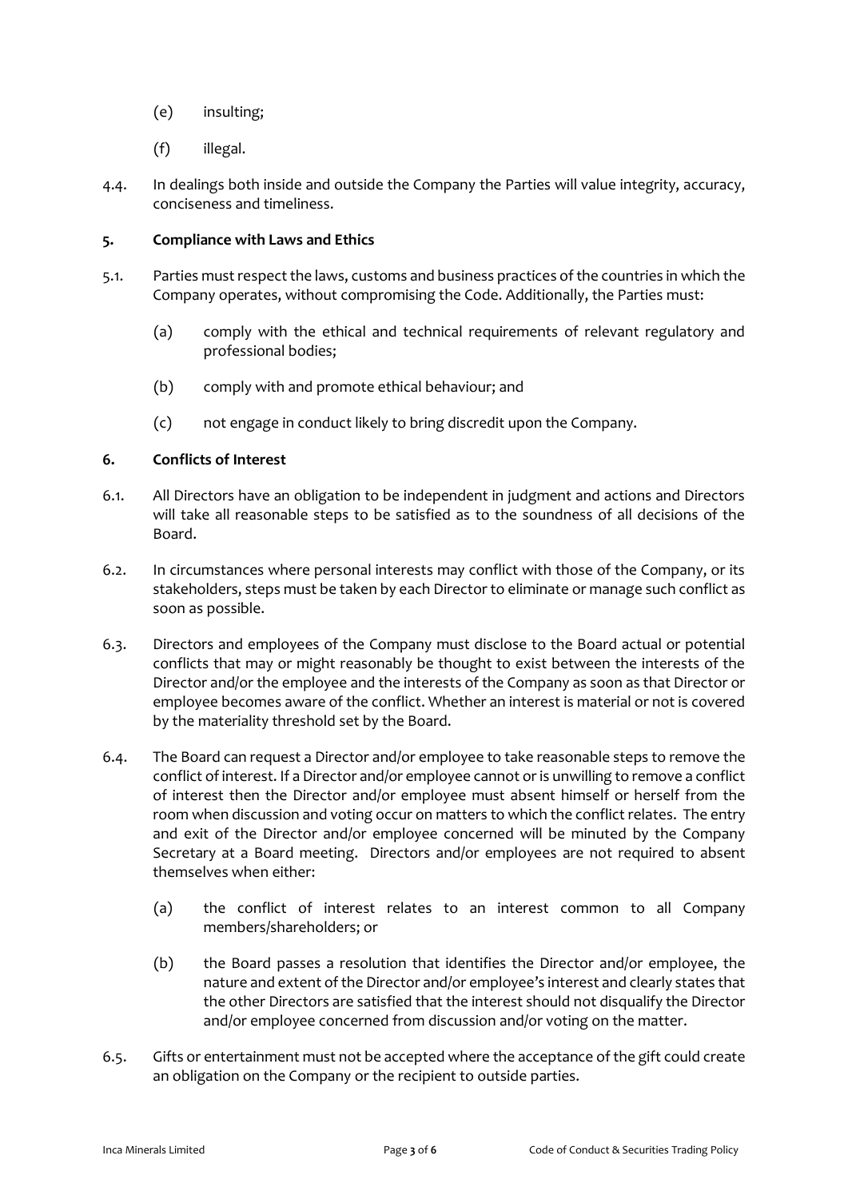(e) insulting;

(f) illegal.

4.4. In dealings both inside and outside the Company the Parties will value integrity, accuracy, conciseness and timeliness.

## 5. Compliance with Laws and Ethics

5.1. Parties must respect the laws, customs and business practices of the countries in which the Company operates, without compromising the Code. Additionally, the Parties must:

(a) comply with the ethical and technical requirements of relevant regulatory and professional bodies;

(b) comply with and promote ethical behaviour; and

(c) not engage in conduct likely to bring discredit upon the Company.

## 6. Conflicts of Interest

6.1. All Directors have an obligation to be independent in judgment and actions and Directors will take all reasonable steps to be satisfied as to the soundness of all decisions of the Board.

6.2. In circumstances where personal interests may conflict with those of the Company, or its stakeholders, steps must be taken by each Director to eliminate or manage such conflict as soon as possible.

6.3. Directors and employees of the Company must disclose to the Board actual or potential conflicts that may or might reasonably be thought to exist between the interests of the Director and/or the employee and the interests of the Company as soon as that Director or employee becomes aware of the conflict. Whether an interest is material or not is covered by the materiality threshold set by the Board.

6.4. The Board can request a Director and/or employee to take reasonable steps to remove the conflict of interest. If a Director and/or employee cannot or is unwilling to remove a conflict of interest then the Director and/or employee must absent himself or herself from the room when discussion and voting occur on matters to which the conflict relates. The entry and exit of the Director and/or employee concerned will be minuted by the Company Secretary at a Board meeting. Directors and/or employees are not required to absent themselves when either:

(a) the conflict of interest relates to an interest common to all Company members/shareholders; or

(b) the Board passes a resolution that identifies the Director and/or employee, the nature and extent of the Director and/or employee's interest and clearly states that the other Directors are satisfied that the interest should not disqualify the Director and/or employee concerned from discussion and/or voting on the matter.

6.5. Gifts or entertainment must not be accepted where the acceptance of the gift could create an obligation on the Company or the recipient to outside parties.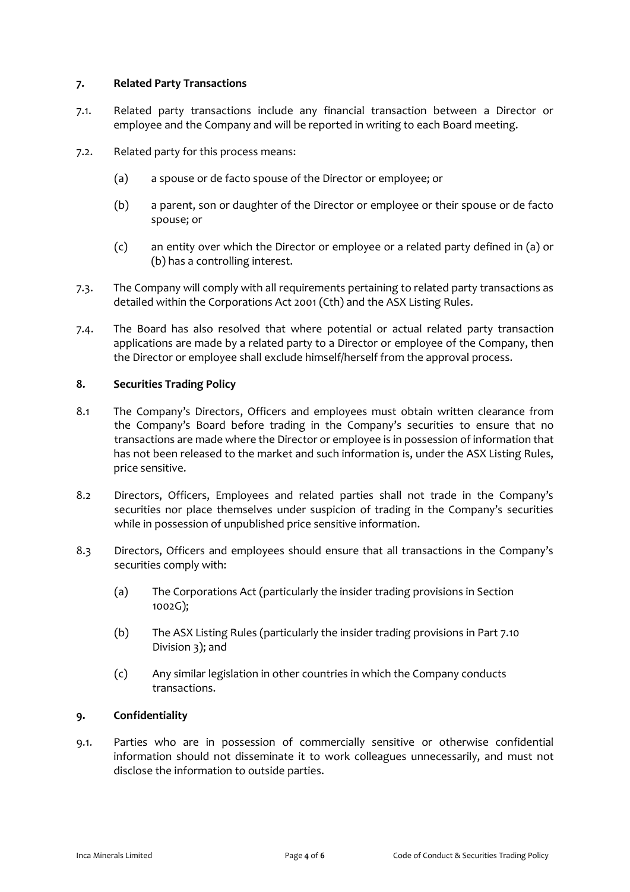## 7. Related Party Transactions

7.1. Related party transactions include any financial transaction between a Director or employee and the Company and will be reported in writing to each Board meeting.

7.2. Related party for this process means:

(a) a spouse or de facto spouse of the Director or employee; or

(b) a parent, son or daughter of the Director or employee or their spouse or de facto spouse; or

(c) an entity over which the Director or employee or a related party defined in (a) or (b) has a controlling interest.

7.3. The Company will comply with all requirements pertaining to related party transactions as detailed within the Corporations Act 2001 (Cth) and the ASX Listing Rules.

7.4. The Board has also resolved that where potential or actual related party transaction applications are made by a related party to a Director or employee of the Company, then the Director or employee shall exclude himself/herself from the approval process.

## 8. Securities Trading Policy

8.1 The Company's Directors, Officers and employees must obtain written clearance from the Company's Board before trading in the Company's securities to ensure that no transactions are made where the Director or employee is in possession of information that has not been released to the market and such information is, under the ASX Listing Rules, price sensitive.

8.2 Directors, Officers, Employees and related parties shall not trade in the Company's securities nor place themselves under suspicion of trading in the Company's securities while in possession of unpublished price sensitive information.

8.3 Directors, Officers and employees should ensure that all transactions in the Company's securities comply with:

(a) The Corporations Act (particularly the insider trading provisions in Section 1002G);

(b) The ASX Listing Rules (particularly the insider trading provisions in Part 7.10 Division 3); and

(c) Any similar legislation in other countries in which the Company conducts transactions.

## 9. Confidentiality

9.1. Parties who are in possession of commercially sensitive or otherwise confidential information should not disseminate it to work colleagues unnecessarily, and must not disclose the information to outside parties.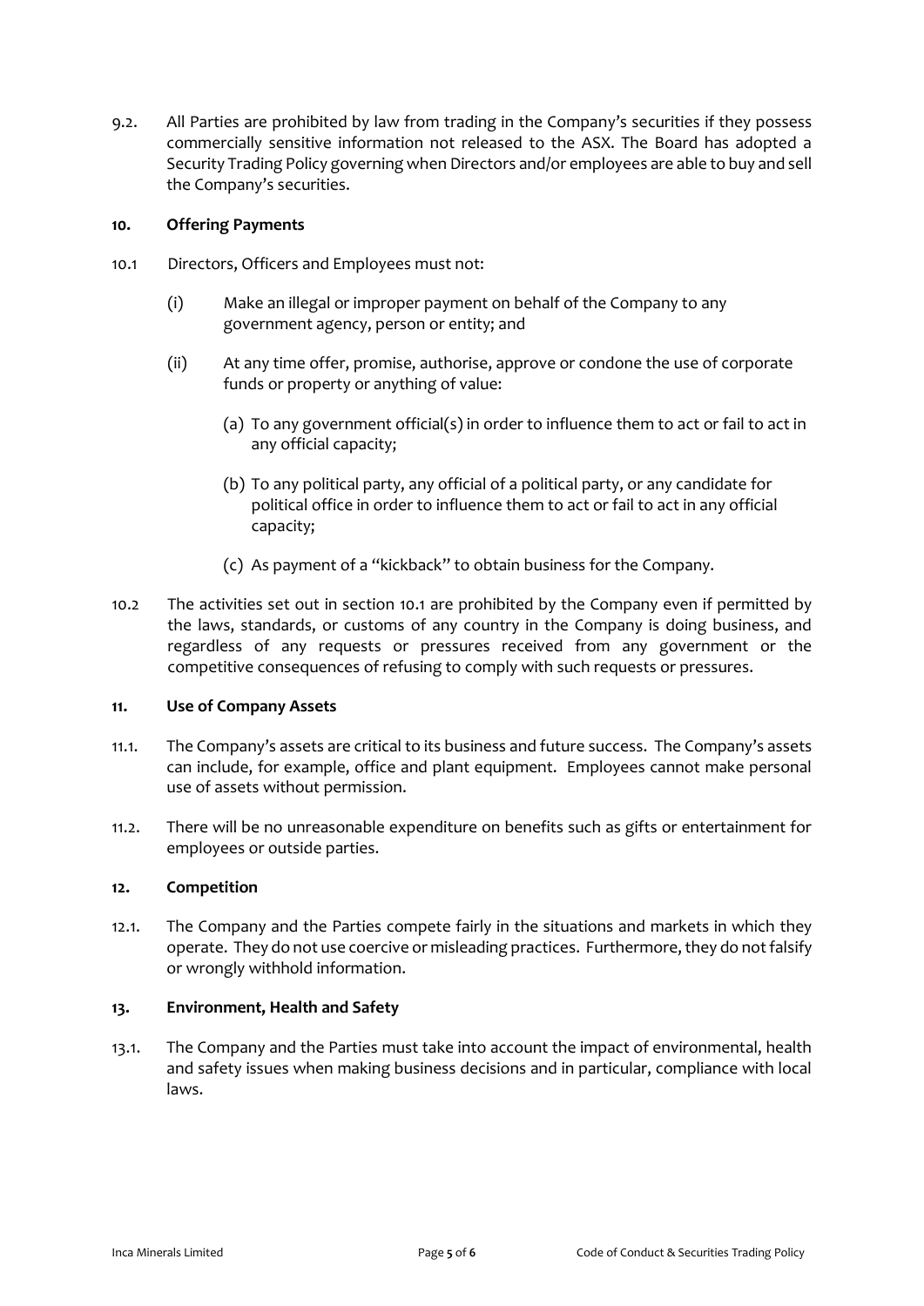9.2. All Parties are prohibited by law from trading in the Company's securities if they possess commercially sensitive information not released to the ASX. The Board has adopted a Security Trading Policy governing when Directors and/or employees are able to buy and sell the Company's securities.

**10. Offering Payments**

10.1 Directors, Officers and Employees must not:

(i) Make an illegal or improper payment on behalf of the Company to any government agency, person or entity; and

(ii) At any time offer, promise, authorise, approve or condone the use of corporate funds or property or anything of value:

(a) To any government official(s) in order to influence them to act or fail to act in any official capacity;

(b) To any political party, any official of a political party, or any candidate for political office in order to influence them to act or fail to act in any official capacity;

(c) As payment of a "kickback" to obtain business for the Company.

10.2 The activities set out in section 10.1 are prohibited by the Company even if permitted by the laws, standards, or customs of any country in the Company is doing business, and regardless of any requests or pressures received from any government or the competitive consequences of refusing to comply with such requests or pressures.

**11. Use of Company Assets**

11.1. The Company's assets are critical to its business and future success. The Company's assets can include, for example, office and plant equipment. Employees cannot make personal use of assets without permission.

11.2. There will be no unreasonable expenditure on benefits such as gifts or entertainment for employees or outside parties.

**12. Competition**

12.1. The Company and the Parties compete fairly in the situations and markets in which they operate. They do not use coercive or misleading practices. Furthermore, they do not falsify or wrongly withhold information.

**13. Environment, Health and Safety**

13.1. The Company and the Parties must take into account the impact of environmental, health and safety issues when making business decisions and in particular, compliance with local laws.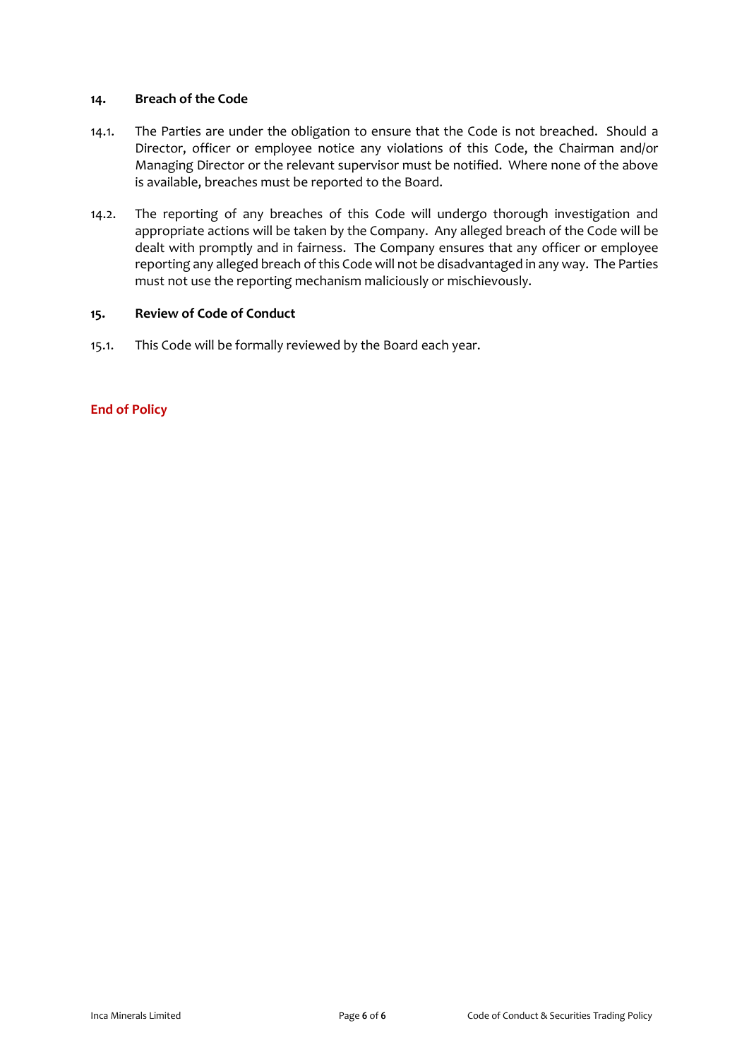## 14. Breach of the Code

14.1. The Parties are under the obligation to ensure that the Code is not breached. Should a Director, officer or employee notice any violations of this Code, the Chairman and/or Managing Director or the relevant supervisor must be notified. Where none of the above is available, breaches must be reported to the Board.

14.2. The reporting of any breaches of this Code will undergo thorough investigation and appropriate actions will be taken by the Company. Any alleged breach of the Code will be dealt with promptly and in fairness. The Company ensures that any officer or employee reporting any alleged breach of this Code will not be disadvantaged in any way. The Parties must not use the reporting mechanism maliciously or mischievously.

## 15. Review of Code of Conduct

15.1. This Code will be formally reviewed by the Board each year.

**End of Policy**